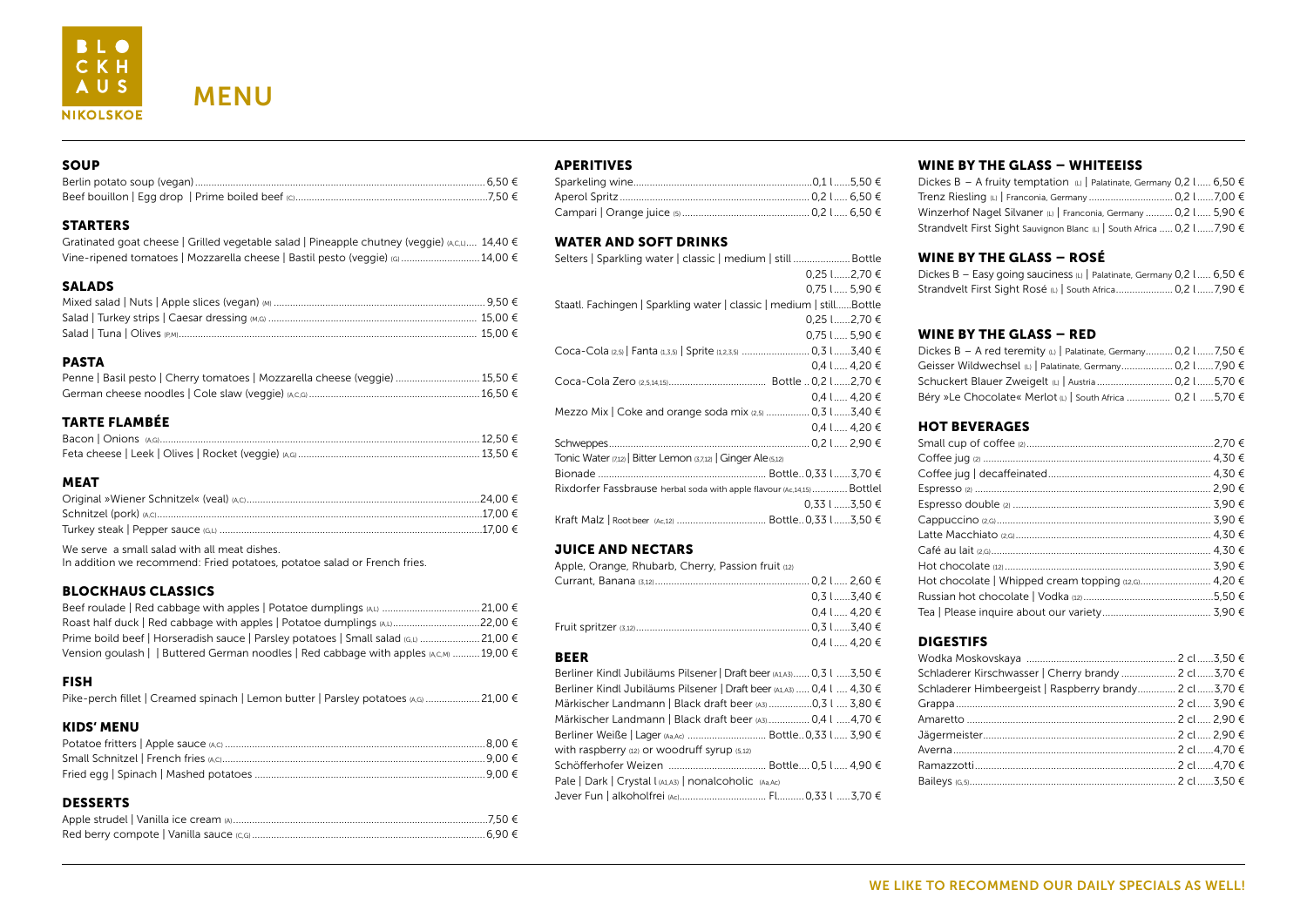BLOCKHAUS NIKOLSKOE

# MENU

## SOUP

| | |
|---|---|
| Berlin potato soup (vegan) | 6,50 € |
| Beef bouillon \| Egg drop \| Prime boiled beef (C) | 7,50 € |

## STARTERS

| | |
|---|---|
| Gratinated goat cheese \| Grilled vegetable salad \| Pineapple chutney (veggie) (A,C,L) | 14,40 € |
| Vine-ripened tomatoes \| Mozzarella cheese \| Bastil pesto (veggie) (G) | 14,00 € |

## SALADS

| | |
|---|---|
| Mixed salad \| Nuts \| Apple slices (vegan) (M) | 9,50 € |
| Salad \| Turkey strips \| Caesar dressing (M,G) | 15,00 € |
| Salad \| Tuna \| Olives (P,M) | 15,00 € |

## PASTA

| | |
|---|---|
| Penne \| Basil pesto \| Cherry tomatoes \| Mozzarella cheese (veggie) | 15,50 € |
| German cheese noodles \| Cole slaw (veggie) (A,C,G) | 16,50 € |

## TARTE FLAMBÉE

| | |
|---|---|
| Bacon \| Onions (A,G) | 12,50 € |
| Feta cheese \| Leek \| Olives \| Rocket (veggie) (A,G) | 13,50 € |

## MEAT

| | |
|---|---|
| Original »Wiener Schnitzel« (veal) (A,C) | 24,00 € |
| Schnitzel (pork) (A,C) | 17,00 € |
| Turkey steak \| Pepper sauce (G,L) | 17,00 € |

We serve a small salad with all meat dishes.
In addition we recommend: Fried potatoes, potatoe salad or French fries.

## BLOCKHAUS CLASSICS

| | |
|---|---|
| Beef roulade \| Red cabbage with apples \| Potatoe dumplings (A,L) | 21,00 € |
| Roast half duck \| Red cabbage with apples \| Potatoe dumplings (A,L) | 22,00 € |
| Prime boild beef \| Horseradish sauce \| Parsley potatoes \| Small salad (G,L) | 21,00 € |
| Vension goulash \| \| Buttered German noodles \| Red cabbage with apples (A,C,M) | 19,00 € |

## FISH

| | |
|---|---|
| Pike-perch fillet \| Creamed spinach \| Lemon butter \| Parsley potatoes (A,G) | 21,00 € |

## KIDS' MENU

| | |
|---|---|
| Potatoe fritters \| Apple sauce (A,C) | 8,00 € |
| Small Schnitzel \| French fries (A,C) | 9,00 € |
| Fried egg \| Spinach \| Mashed potatoes | 9,00 € |

## DESSERTS

| | |
|---|---|
| Apple strudel \| Vanilla ice cream (A) | 7,50 € |
| Red berry compote \| Vanilla sauce (C,G) | 6,90 € |

## APERITIVES

| | | |
|---|---|---|
| Sparkeling wine | 0,1 l | 5,50 € |
| Aperol Spritz | 0,2 l | 6,50 € |
| Campari \| Orange juice (5) | 0,2 l | 6,50 € |

## WATER AND SOFT DRINKS

| | | |
|---|---|---|
| Selters \| Sparkling water \| classic \| medium \| still | Bottle | |
| | 0,25 l | 2,70 € |
| | 0,75 l | 5,90 € |
| Staatl. Fachingen \| Sparkling water \| classic \| medium \| still | Bottle | |
| | 0,25 l | 2,70 € |
| | 0,75 l | 5,90 € |
| Coca-Cola (2,5) \| Fanta (1,3,5) \| Sprite (1,2,3,5) | 0,3 l | 3,40 € |
| | 0,4 l | 4,20 € |
| Coca-Cola Zero (2,5,14,15) | Bottle .. 0,2 l | 2,70 € |
| | 0,4 l | 4,20 € |
| Mezzo Mix \| Coke and orange soda mix (2,5) | 0,3 l | 3,40 € |
| | 0,4 l | 4,20 € |
| Schweppes | 0,2 l | 2,90 € |
| Tonic Water (7,12) \| Bitter Lemon (3,7,12) \| Ginger Ale (5,12) | | |
| Bionade | Bottle.. 0,33 l | 3,70 € |
| Rixdorfer Fassbrause herbal soda with apple flavour (Ac,14,15) | Bottlel | |
| | 0,33 l | 3,50 € |
| Kraft Malz \| Root beer (Ac,12) | Bottle.. 0,33 l | 3,50 € |

## JUICE AND NECTARS

| | | |
|---|---|---|
| Apple, Orange, Rhubarb, Cherry, Passion fruit (12) | | |
| Currant, Banana (3,12) | 0,2 l | 2,60 € |
| | 0,3 l | 3,40 € |
| | 0,4 l | 4,20 € |
| Fruit spritzer (3,12) | 0,3 l | 3,40 € |
| | 0,4 l | 4,20 € |

## BEER

| | | |
|---|---|---|
| Berliner Kindl Jubiläums Pilsener \| Draft beer (A1,A3) | 0,3 l | 3,50 € |
| Berliner Kindl Jubiläums Pilsener \| Draft beer (A1,A3) | 0,4 l | 4,30 € |
| Märkischer Landmann \| Black draft beer (A3) | 0,3 l | 3,80 € |
| Märkischer Landmann \| Black draft beer (A3) | 0,4 l | 4,70 € |
| Berliner Weiße \| Lager (Aa,Ac) | Bottle.. 0,33 l | 3,90 € |
| with raspberry (12) or woodruff syrup (5,12) | | |
| Schöfferhofer Weizen | Bottle.... 0,5 l | 4,90 € |
| Pale \| Dark \| Crystal l (A1,A3) \| nonalcoholic (Aa,Ac) | | |
| Jever Fun \| alkoholfrei (Ac) | Fl.......... 0,33 l | 3,70 € |

## WINE BY THE GLASS – WHITEEISS

| | | |
|---|---|---|
| Dickes B – A fruity temptation (L) \| Palatinate, Germany | 0,2 l | 6,50 € |
| Trenz Riesling (L) \| Franconia, Germany | 0,2 l | 7,00 € |
| Winzerhof Nagel Silvaner (L) \| Franconia, Germany | 0,2 l | 5,90 € |
| Strandvelt First Sight Sauvignon Blanc (L) \| South Africa | 0,2 l | 7,90 € |

## WINE BY THE GLASS – ROSÉ

| | | |
|---|---|---|
| Dickes B – Easy going sauciness (L) \| Palatinate, Germany | 0,2 l | 6,50 € |
| Strandvelt First Sight Rosé (L) \| South Africa | 0,2 l | 7,90 € |

## WINE BY THE GLASS – RED

| | | |
|---|---|---|
| Dickes B – A red teremity (L) \| Palatinate, Germany | 0,2 l | 7,50 € |
| Geisser Wildwechsel (L) \| Palatinate, Germany | 0,2 l | 7,90 € |
| Schuckert Blauer Zweigelt (L) \| Austria | 0,2 l | 5,70 € |
| Béry »Le Chocolate« Merlot (L) \| South Africa | 0,2 l | 5,70 € |

## HOT BEVERAGES

| | |
|---|---|
| Small cup of coffee (2) | 2,70 € |
| Coffee jug (2) | 4,30 € |
| Coffee jug \| decaffeinated | 4,30 € |
| Espresso (2) | 2,90 € |
| Espresso double (2) | 3,90 € |
| Cappuccino (2,G) | 3,90 € |
| Latte Macchiato (2,G) | 4,30 € |
| Café au lait (2,G) | 4,30 € |
| Hot chocolate (12) | 3,90 € |
| Hot chocolate \| Whipped cream topping (12,G) | 4,20 € |
| Russian hot chocolate \| Vodka (12) | 5,50 € |
| Tea \| Please inquire about our variety | 3,90 € |

## DIGESTIFS

| | | |
|---|---|---|
| Wodka Moskovskaya | 2 cl | 3,50 € |
| Schladerer Kirschwasser \| Cherry brandy | 2 cl | 3,70 € |
| Schladerer Himbeergeist \| Raspberry brandy | 2 cl | 3,70 € |
| Grappa | 2 cl | 3,90 € |
| Amaretto | 2 cl | 2,90 € |
| Jägermeister | 2 cl | 2,90 € |
| Averna | 2 cl | 4,70 € |
| Ramazzotti | 2 cl | 4,70 € |
| Baileys (G,5) | 2 cl | 3,50 € |

WE LIKE TO RECOMMEND OUR DAILY SPECIALS AS WELL!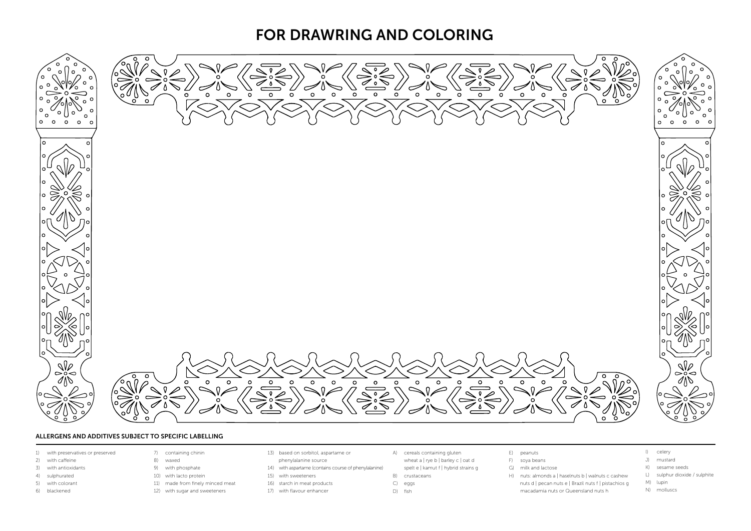# FOR DRAWRING AND COLORING

### ALLERGENS AND ADDITIVES SUBJECT TO SPECIFIC LABELLING

1) with preservatives or preserved
2) with caffeine
3) with antioxidants
4) sulphurated
5) with colorant
6) blackened
7) containing chinin
8) waxed
9) with phosphate
10) with lacto protein
11) made from finely minced meat
12) with sugar and sweeteners
13) based on sorbitol, aspartame or phenylalanine source
14) with aspartame (contains course of phenylalanine)
15) with sweeteners
16) starch in meat products
17) with flavour enhancer

A) cereals containing gluten wheat a | rye b | barley c | oat d spelt e | kamut f | hybrid strains g
B) crustaceans
C) eggs
D) fish
E) peanuts
F) soya beans
G) milk and lactose
H) nuts: almonds a | haselnuts b | walnuts c cashew nuts d | pecan nuts e | Brazil nuts f | pistachios g macadamia nuts or Queensland nuts h
I) celery
J) mustard
K) sesame seeds
L) sulphur dioxide / sulphite
M) lupin
N) molluscs